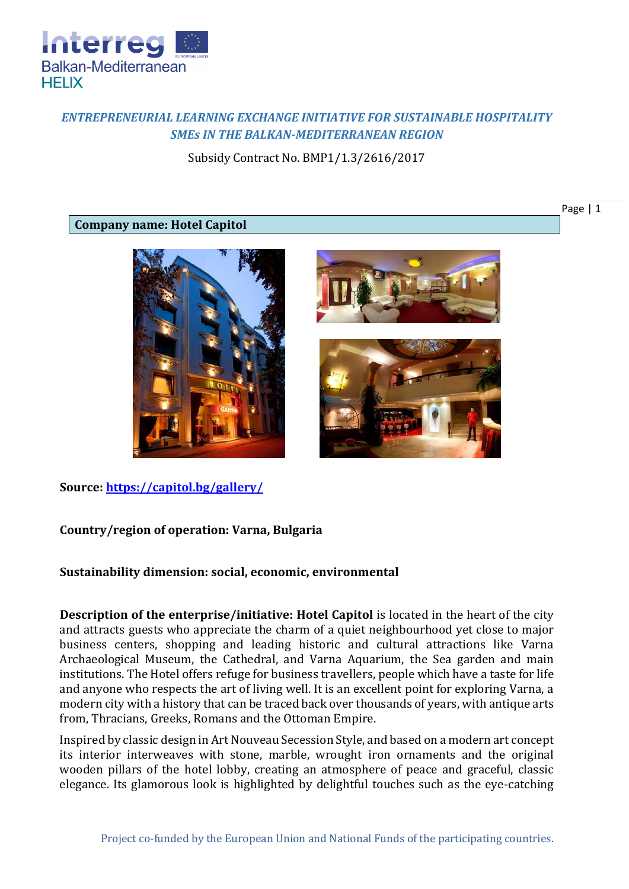*ENTREPRENEURIAL LEARNING EXCHANGE INITIATIVE FOR SUSTAINABLE HOSPITALITY SMEs IN THE BALKAN-MEDITERRANEAN REGION*

Subsidy Contract No. BMP1/1.3/2616/2017

**Company name: Hotel Capitol**

**Source: https://capitol.bg/gallery/**

**Country/region of operation: Varna, Bulgaria**

**Sustainability dimension: social, economic, environmental**

**Description of the enterprise/initiative: Hotel Capitol** is located in the heart of the city and attracts guests who appreciate the charm of a quiet neighbourhood yet close to major business centers, shopping and leading historic and cultural attractions like Varna Archaeological Museum, the Cathedral, and Varna Aquarium, the Sea garden and main institutions. The Hotel offers refuge for business travellers, people which have a taste for life and anyone who respects the art of living well. It is an excellent point for exploring Varna, a modern city with a history that can be traced back over thousands of years, with antique arts from, Thracians, Greeks, Romans and the Ottoman Empire.

Inspired by classic design in Art Nouveau Secession Style, and based on a modern art concept its interior interweaves with stone, marble, wrought iron ornaments and the original wooden pillars of the hotel lobby, creating an atmosphere of peace and graceful, classic elegance. Its glamorous look is highlighted by delightful touches such as the eye-catching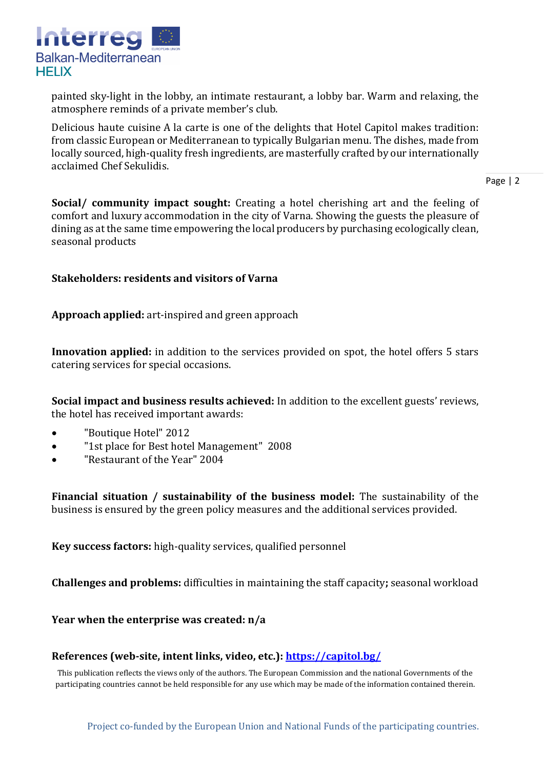painted sky-light in the lobby, an intimate restaurant, a lobby bar. Warm and relaxing, the atmosphere reminds of a private member's club.

Delicious haute cuisine A la carte is one of the delights that Hotel Capitol makes tradition: from classic European or Mediterranean to typically Bulgarian menu. The dishes, made from locally sourced, high-quality fresh ingredients, are masterfully crafted by our internationally acclaimed Chef Sekulidis.

**Social/ community impact sought:** Creating a hotel cherishing art and the feeling of comfort and luxury accommodation in the city of Varna. Showing the guests the pleasure of dining as at the same time empowering the local producers by purchasing ecologically clean, seasonal products

**Stakeholders: residents and visitors of Varna**

**Approach applied:** art-inspired and green approach

**Innovation applied:** in addition to the services provided on spot, the hotel offers 5 stars catering services for special occasions.

**Social impact and business results achieved:** In addition to the excellent guests' reviews, the hotel has received important awards:

- "Boutique Hotel" 2012
- "1st place for Best hotel Management" 2008
- "Restaurant of the Year" 2004

**Financial situation / sustainability of the business model:** The sustainability of the business is ensured by the green policy measures and the additional services provided.

**Key success factors:** high-quality services, qualified personnel

**Challenges and problems:** difficulties in maintaining the staff capacity**;** seasonal workload

**Year when the enterprise was created: n/a**

**References (web-site, intent links, video, etc.): [https://capitol.bg/](https://capitol.bg/)**

This publication reflects the views only of the authors. The European Commission and the national Governments of the participating countries cannot be held responsible for any use which may be made of the information contained therein.